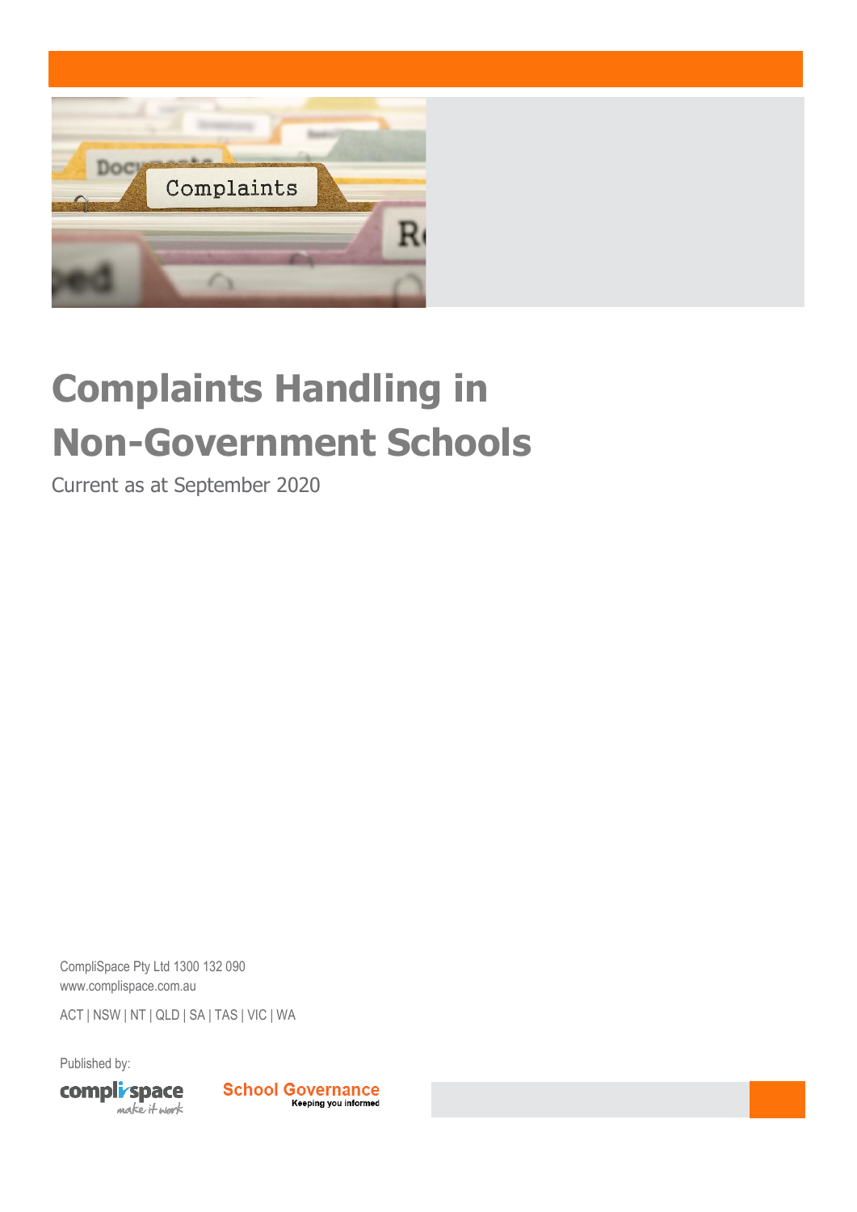# Complaints Handling in Non-Government Schools

Current as at September 2020

CompliSpace Pty Ltd 1300 132 090
www.complispace.com.au

ACT | NSW | NT | QLD | SA | TAS | VIC | WA

Published by:

compli space make it work

School Governance Keeping you informed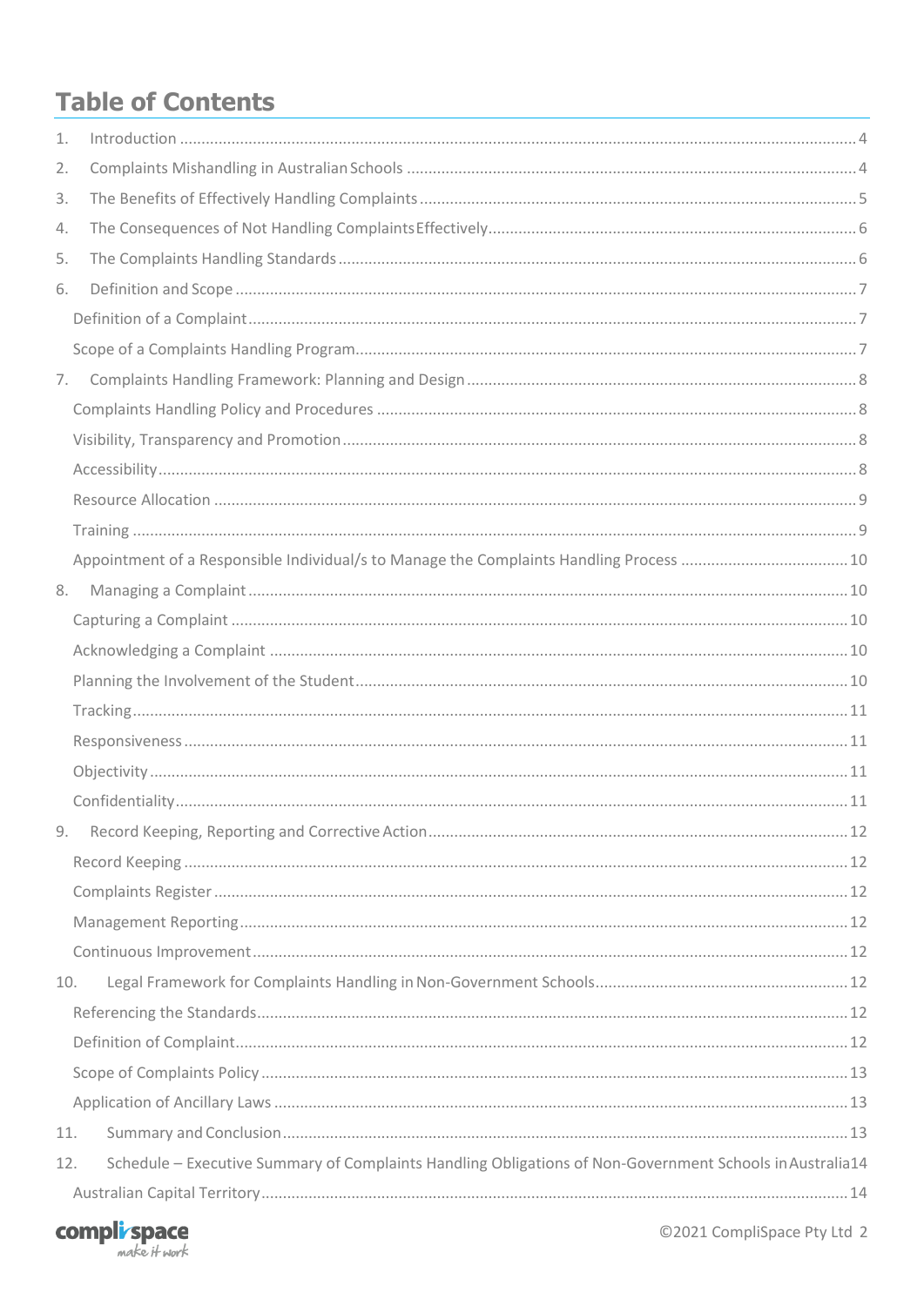# Table of Contents

1. Introduction ........ 4
2. Complaints Mishandling in Australian Schools ........ 4
3. The Benefits of Effectively Handling Complaints ........ 5
4. The Consequences of Not Handling Complaints Effectively ........ 6
5. The Complaints Handling Standards ........ 6
6. Definition and Scope ........ 7
   - Definition of a Complaint ........ 7
   - Scope of a Complaints Handling Program ........ 7
7. Complaints Handling Framework: Planning and Design ........ 8
   - Complaints Handling Policy and Procedures ........ 8
   - Visibility, Transparency and Promotion ........ 8
   - Accessibility ........ 8
   - Resource Allocation ........ 9
   - Training ........ 9
   - Appointment of a Responsible Individual/s to Manage the Complaints Handling Process ........ 10
8. Managing a Complaint ........ 10
   - Capturing a Complaint ........ 10
   - Acknowledging a Complaint ........ 10
   - Planning the Involvement of the Student ........ 10
   - Tracking ........ 11
   - Responsiveness ........ 11
   - Objectivity ........ 11
   - Confidentiality ........ 11
9. Record Keeping, Reporting and Corrective Action ........ 12
   - Record Keeping ........ 12
   - Complaints Register ........ 12
   - Management Reporting ........ 12
   - Continuous Improvement ........ 12
10. Legal Framework for Complaints Handling in Non-Government Schools ........ 12
    - Referencing the Standards ........ 12
    - Definition of Complaint ........ 12
    - Scope of Complaints Policy ........ 13
    - Application of Ancillary Laws ........ 13
11. Summary and Conclusion ........ 13
12. Schedule – Executive Summary of Complaints Handling Obligations of Non-Government Schools in Australia ........ 14
    - Australian Capital Territory ........ 14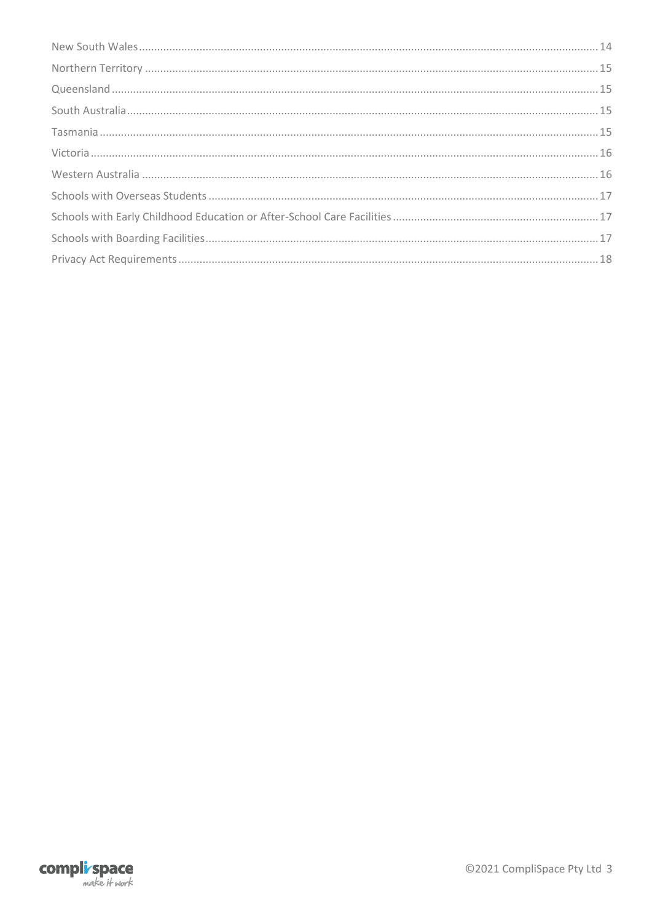New South Wales ........................................................ 14

Northern Territory ........................................................ 15

Queensland ........................................................ 15

South Australia ........................................................ 15

Tasmania ........................................................ 15

Victoria ........................................................ 16

Western Australia ........................................................ 16

Schools with Overseas Students ........................................................ 17

Schools with Early Childhood Education or After-School Care Facilities ........................................................ 17

Schools with Boarding Facilities ........................................................ 17

Privacy Act Requirements ........................................................ 18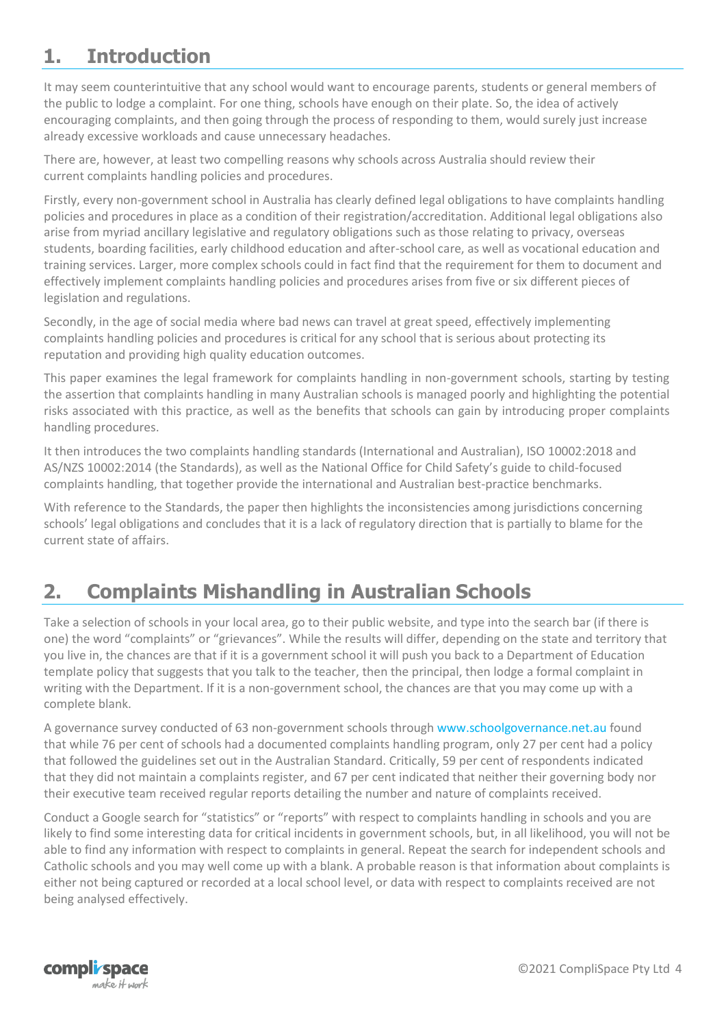## 1. Introduction

It may seem counterintuitive that any school would want to encourage parents, students or general members of the public to lodge a complaint. For one thing, schools have enough on their plate. So, the idea of actively encouraging complaints, and then going through the process of responding to them, would surely just increase already excessive workloads and cause unnecessary headaches.

There are, however, at least two compelling reasons why schools across Australia should review their current complaints handling policies and procedures.

Firstly, every non-government school in Australia has clearly defined legal obligations to have complaints handling policies and procedures in place as a condition of their registration/accreditation. Additional legal obligations also arise from myriad ancillary legislative and regulatory obligations such as those relating to privacy, overseas students, boarding facilities, early childhood education and after-school care, as well as vocational education and training services. Larger, more complex schools could in fact find that the requirement for them to document and effectively implement complaints handling policies and procedures arises from five or six different pieces of legislation and regulations.

Secondly, in the age of social media where bad news can travel at great speed, effectively implementing complaints handling policies and procedures is critical for any school that is serious about protecting its reputation and providing high quality education outcomes.

This paper examines the legal framework for complaints handling in non-government schools, starting by testing the assertion that complaints handling in many Australian schools is managed poorly and highlighting the potential risks associated with this practice, as well as the benefits that schools can gain by introducing proper complaints handling procedures.

It then introduces the two complaints handling standards (International and Australian), ISO 10002:2018 and AS/NZS 10002:2014 (the Standards), as well as the National Office for Child Safety's guide to child-focused complaints handling, that together provide the international and Australian best-practice benchmarks.

With reference to the Standards, the paper then highlights the inconsistencies among jurisdictions concerning schools' legal obligations and concludes that it is a lack of regulatory direction that is partially to blame for the current state of affairs.

## 2. Complaints Mishandling in Australian Schools

Take a selection of schools in your local area, go to their public website, and type into the search bar (if there is one) the word "complaints" or "grievances". While the results will differ, depending on the state and territory that you live in, the chances are that if it is a government school it will push you back to a Department of Education template policy that suggests that you talk to the teacher, then the principal, then lodge a formal complaint in writing with the Department. If it is a non-government school, the chances are that you may come up with a complete blank.

A governance survey conducted of 63 non-government schools through www.schoolgovernance.net.au found that while 76 per cent of schools had a documented complaints handling program, only 27 per cent had a policy that followed the guidelines set out in the Australian Standard. Critically, 59 per cent of respondents indicated that they did not maintain a complaints register, and 67 per cent indicated that neither their governing body nor their executive team received regular reports detailing the number and nature of complaints received.

Conduct a Google search for "statistics" or "reports" with respect to complaints handling in schools and you are likely to find some interesting data for critical incidents in government schools, but, in all likelihood, you will not be able to find any information with respect to complaints in general. Repeat the search for independent schools and Catholic schools and you may well come up with a blank. A probable reason is that information about complaints is either not being captured or recorded at a local school level, or data with respect to complaints received are not being analysed effectively.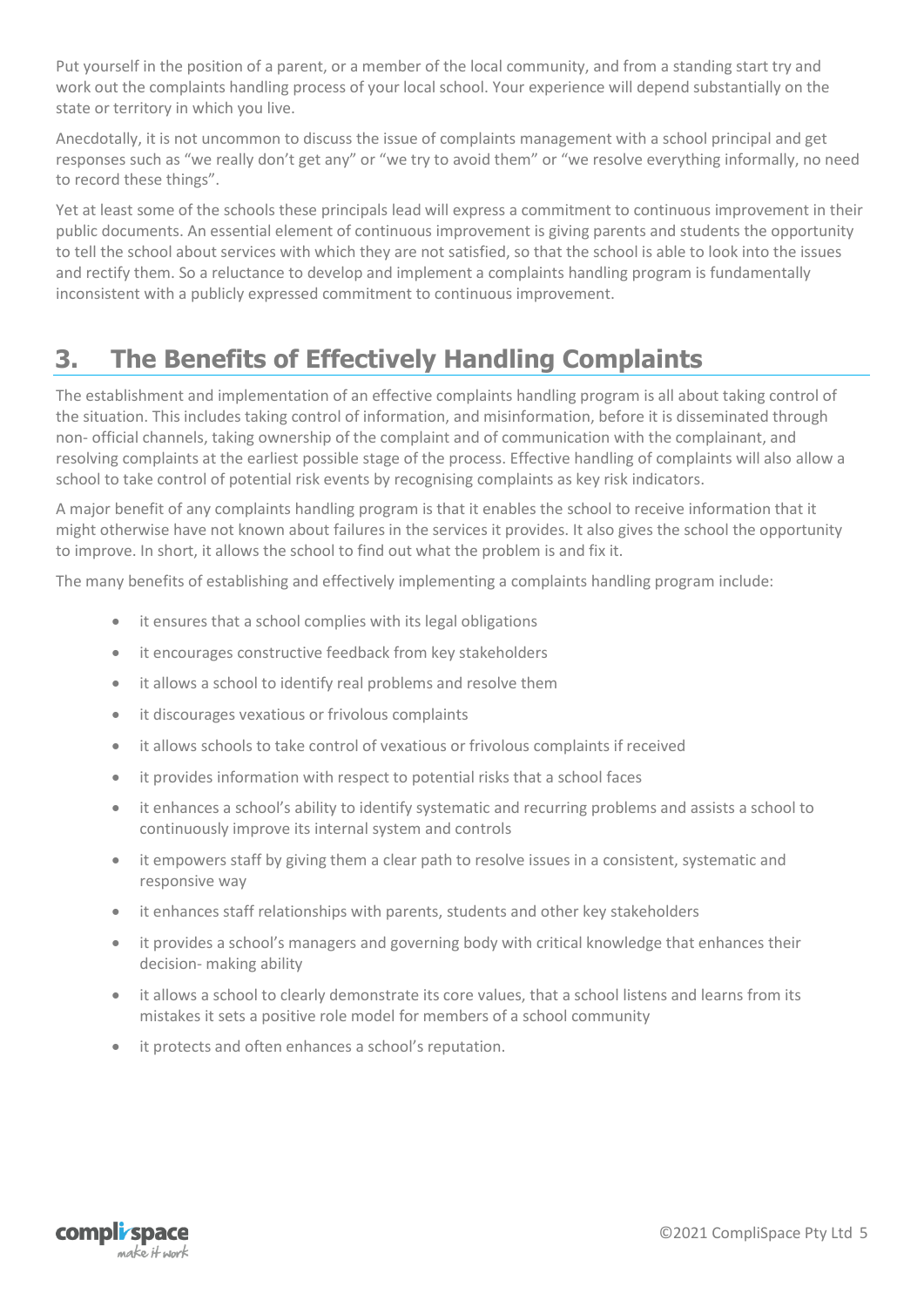Put yourself in the position of a parent, or a member of the local community, and from a standing start try and work out the complaints handling process of your local school. Your experience will depend substantially on the state or territory in which you live.

Anecdotally, it is not uncommon to discuss the issue of complaints management with a school principal and get responses such as "we really don't get any" or "we try to avoid them" or "we resolve everything informally, no need to record these things".

Yet at least some of the schools these principals lead will express a commitment to continuous improvement in their public documents. An essential element of continuous improvement is giving parents and students the opportunity to tell the school about services with which they are not satisfied, so that the school is able to look into the issues and rectify them. So a reluctance to develop and implement a complaints handling program is fundamentally inconsistent with a publicly expressed commitment to continuous improvement.

## 3. The Benefits of Effectively Handling Complaints

The establishment and implementation of an effective complaints handling program is all about taking control of the situation. This includes taking control of information, and misinformation, before it is disseminated through non- official channels, taking ownership of the complaint and of communication with the complainant, and resolving complaints at the earliest possible stage of the process. Effective handling of complaints will also allow a school to take control of potential risk events by recognising complaints as key risk indicators.

A major benefit of any complaints handling program is that it enables the school to receive information that it might otherwise have not known about failures in the services it provides. It also gives the school the opportunity to improve. In short, it allows the school to find out what the problem is and fix it.

The many benefits of establishing and effectively implementing a complaints handling program include:

- it ensures that a school complies with its legal obligations
- it encourages constructive feedback from key stakeholders
- it allows a school to identify real problems and resolve them
- it discourages vexatious or frivolous complaints
- it allows schools to take control of vexatious or frivolous complaints if received
- it provides information with respect to potential risks that a school faces
- it enhances a school's ability to identify systematic and recurring problems and assists a school to continuously improve its internal system and controls
- it empowers staff by giving them a clear path to resolve issues in a consistent, systematic and responsive way
- it enhances staff relationships with parents, students and other key stakeholders
- it provides a school's managers and governing body with critical knowledge that enhances their decision- making ability
- it allows a school to clearly demonstrate its core values, that a school listens and learns from its mistakes it sets a positive role model for members of a school community
- it protects and often enhances a school's reputation.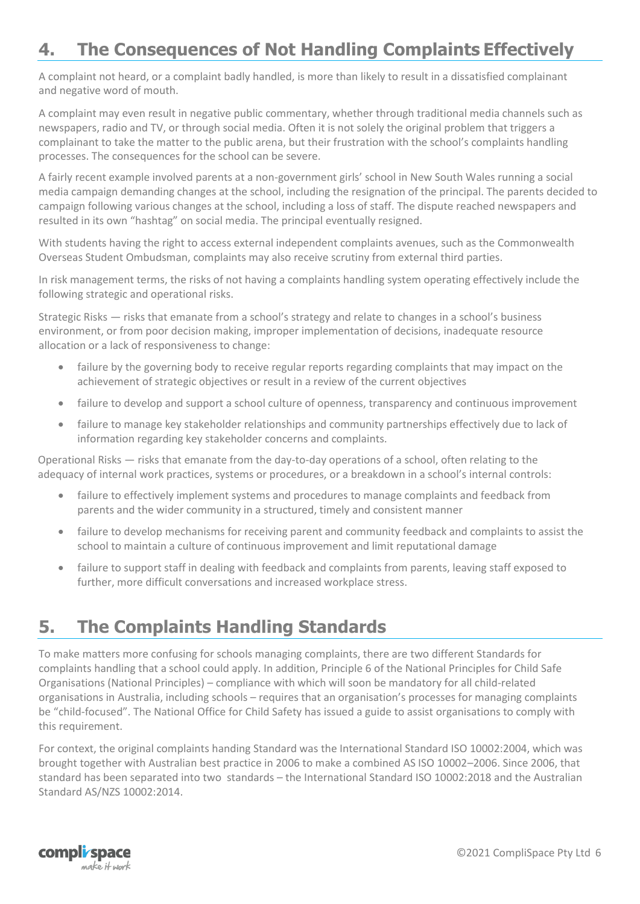## 4. The Consequences of Not Handling Complaints Effectively

A complaint not heard, or a complaint badly handled, is more than likely to result in a dissatisfied complainant and negative word of mouth.

A complaint may even result in negative public commentary, whether through traditional media channels such as newspapers, radio and TV, or through social media. Often it is not solely the original problem that triggers a complainant to take the matter to the public arena, but their frustration with the school's complaints handling processes. The consequences for the school can be severe.

A fairly recent example involved parents at a non-government girls' school in New South Wales running a social media campaign demanding changes at the school, including the resignation of the principal. The parents decided to campaign following various changes at the school, including a loss of staff. The dispute reached newspapers and resulted in its own "hashtag" on social media. The principal eventually resigned.

With students having the right to access external independent complaints avenues, such as the Commonwealth Overseas Student Ombudsman, complaints may also receive scrutiny from external third parties.

In risk management terms, the risks of not having a complaints handling system operating effectively include the following strategic and operational risks.

Strategic Risks — risks that emanate from a school's strategy and relate to changes in a school's business environment, or from poor decision making, improper implementation of decisions, inadequate resource allocation or a lack of responsiveness to change:

- failure by the governing body to receive regular reports regarding complaints that may impact on the achievement of strategic objectives or result in a review of the current objectives
- failure to develop and support a school culture of openness, transparency and continuous improvement
- failure to manage key stakeholder relationships and community partnerships effectively due to lack of information regarding key stakeholder concerns and complaints.

Operational Risks — risks that emanate from the day-to-day operations of a school, often relating to the adequacy of internal work practices, systems or procedures, or a breakdown in a school's internal controls:

- failure to effectively implement systems and procedures to manage complaints and feedback from parents and the wider community in a structured, timely and consistent manner
- failure to develop mechanisms for receiving parent and community feedback and complaints to assist the school to maintain a culture of continuous improvement and limit reputational damage
- failure to support staff in dealing with feedback and complaints from parents, leaving staff exposed to further, more difficult conversations and increased workplace stress.

## 5. The Complaints Handling Standards

To make matters more confusing for schools managing complaints, there are two different Standards for complaints handling that a school could apply. In addition, Principle 6 of the National Principles for Child Safe Organisations (National Principles) – compliance with which will soon be mandatory for all child-related organisations in Australia, including schools – requires that an organisation's processes for managing complaints be "child-focused". The National Office for Child Safety has issued a guide to assist organisations to comply with this requirement.

For context, the original complaints handing Standard was the International Standard ISO 10002:2004, which was brought together with Australian best practice in 2006 to make a combined AS ISO 10002–2006. Since 2006, that standard has been separated into two standards – the International Standard ISO 10002:2018 and the Australian Standard AS/NZS 10002:2014.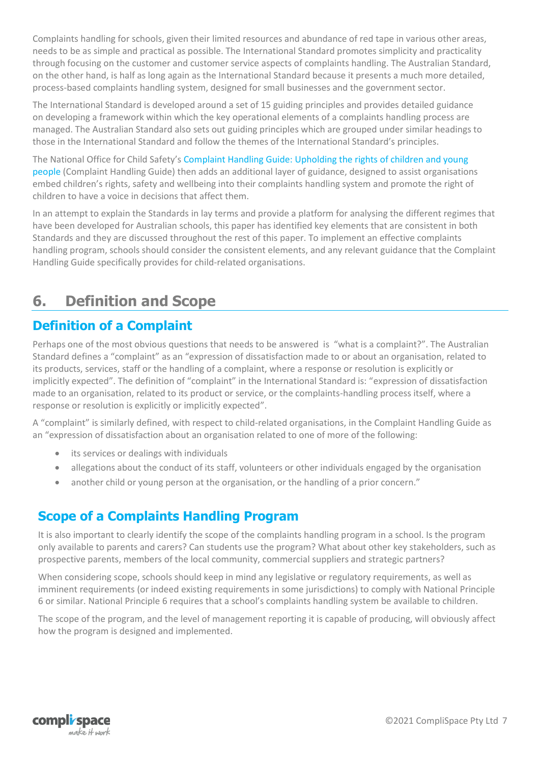Complaints handling for schools, given their limited resources and abundance of red tape in various other areas, needs to be as simple and practical as possible. The International Standard promotes simplicity and practicality through focusing on the customer and customer service aspects of complaints handling. The Australian Standard, on the other hand, is half as long again as the International Standard because it presents a much more detailed, process-based complaints handling system, designed for small businesses and the government sector.

The International Standard is developed around a set of 15 guiding principles and provides detailed guidance on developing a framework within which the key operational elements of a complaints handling process are managed. The Australian Standard also sets out guiding principles which are grouped under similar headings to those in the International Standard and follow the themes of the International Standard's principles.

The National Office for Child Safety's Complaint Handling Guide: Upholding the rights of children and young people (Complaint Handling Guide) then adds an additional layer of guidance, designed to assist organisations embed children's rights, safety and wellbeing into their complaints handling system and promote the right of children to have a voice in decisions that affect them.

In an attempt to explain the Standards in lay terms and provide a platform for analysing the different regimes that have been developed for Australian schools, this paper has identified key elements that are consistent in both Standards and they are discussed throughout the rest of this paper. To implement an effective complaints handling program, schools should consider the consistent elements, and any relevant guidance that the Complaint Handling Guide specifically provides for child-related organisations.

# 6. Definition and Scope

## Definition of a Complaint

Perhaps one of the most obvious questions that needs to be answered is "what is a complaint?". The Australian Standard defines a "complaint" as an "expression of dissatisfaction made to or about an organisation, related to its products, services, staff or the handling of a complaint, where a response or resolution is explicitly or implicitly expected". The definition of "complaint" in the International Standard is: "expression of dissatisfaction made to an organisation, related to its product or service, or the complaints-handling process itself, where a response or resolution is explicitly or implicitly expected".

A "complaint" is similarly defined, with respect to child-related organisations, in the Complaint Handling Guide as an "expression of dissatisfaction about an organisation related to one of more of the following:

- its services or dealings with individuals
- allegations about the conduct of its staff, volunteers or other individuals engaged by the organisation
- another child or young person at the organisation, or the handling of a prior concern."

## Scope of a Complaints Handling Program

It is also important to clearly identify the scope of the complaints handling program in a school. Is the program only available to parents and carers? Can students use the program? What about other key stakeholders, such as prospective parents, members of the local community, commercial suppliers and strategic partners?

When considering scope, schools should keep in mind any legislative or regulatory requirements, as well as imminent requirements (or indeed existing requirements in some jurisdictions) to comply with National Principle 6 or similar. National Principle 6 requires that a school's complaints handling system be available to children.

The scope of the program, and the level of management reporting it is capable of producing, will obviously affect how the program is designed and implemented.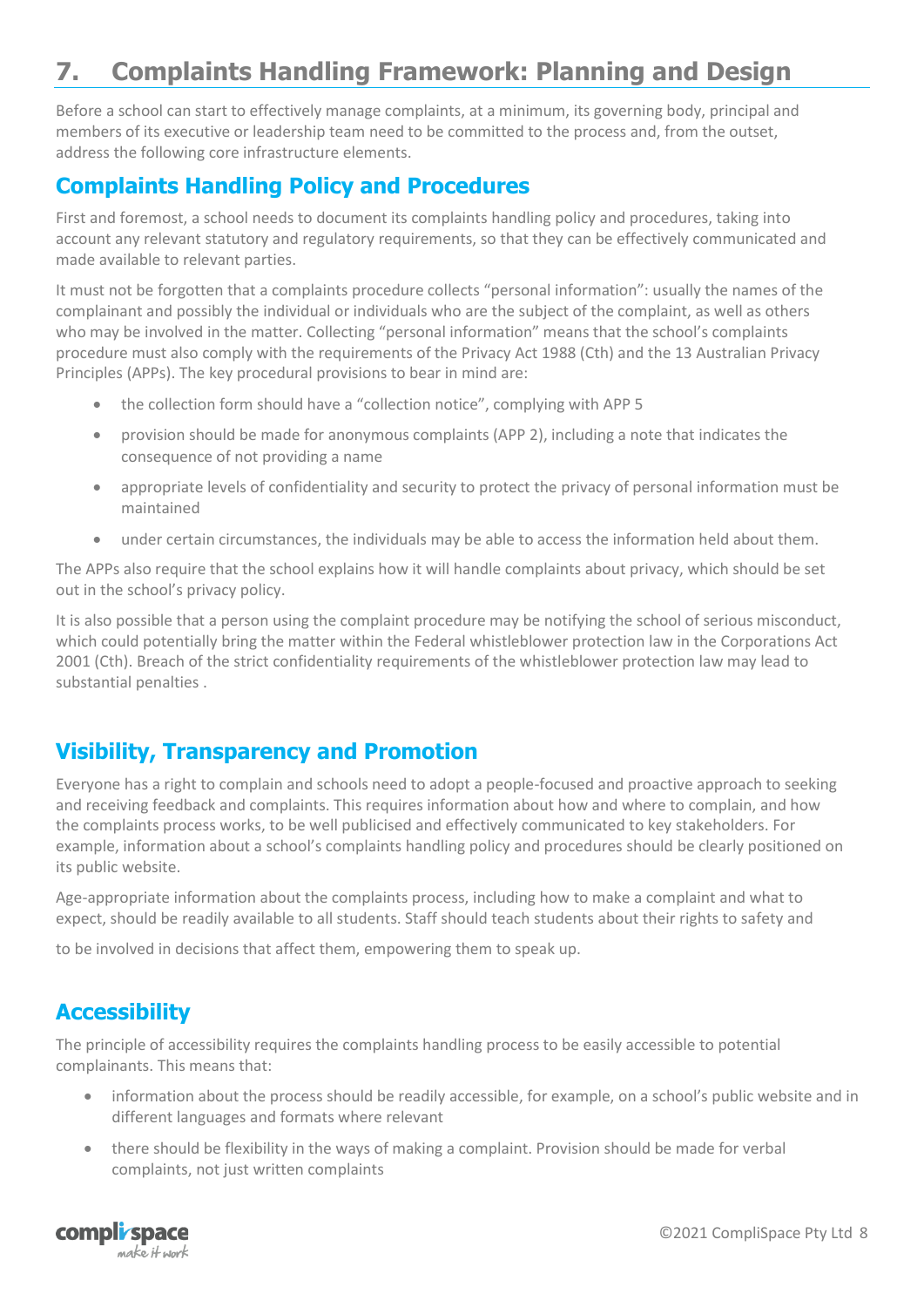# 7. Complaints Handling Framework: Planning and Design

Before a school can start to effectively manage complaints, at a minimum, its governing body, principal and members of its executive or leadership team need to be committed to the process and, from the outset, address the following core infrastructure elements.

## Complaints Handling Policy and Procedures

First and foremost, a school needs to document its complaints handling policy and procedures, taking into account any relevant statutory and regulatory requirements, so that they can be effectively communicated and made available to relevant parties.

It must not be forgotten that a complaints procedure collects "personal information": usually the names of the complainant and possibly the individual or individuals who are the subject of the complaint, as well as others who may be involved in the matter. Collecting "personal information" means that the school's complaints procedure must also comply with the requirements of the Privacy Act 1988 (Cth) and the 13 Australian Privacy Principles (APPs). The key procedural provisions to bear in mind are:

- the collection form should have a "collection notice", complying with APP 5
- provision should be made for anonymous complaints (APP 2), including a note that indicates the consequence of not providing a name
- appropriate levels of confidentiality and security to protect the privacy of personal information must be maintained
- under certain circumstances, the individuals may be able to access the information held about them.

The APPs also require that the school explains how it will handle complaints about privacy, which should be set out in the school's privacy policy.

It is also possible that a person using the complaint procedure may be notifying the school of serious misconduct, which could potentially bring the matter within the Federal whistleblower protection law in the Corporations Act 2001 (Cth). Breach of the strict confidentiality requirements of the whistleblower protection law may lead to substantial penalties .

## Visibility, Transparency and Promotion

Everyone has a right to complain and schools need to adopt a people-focused and proactive approach to seeking and receiving feedback and complaints. This requires information about how and where to complain, and how the complaints process works, to be well publicised and effectively communicated to key stakeholders. For example, information about a school's complaints handling policy and procedures should be clearly positioned on its public website.

Age-appropriate information about the complaints process, including how to make a complaint and what to expect, should be readily available to all students. Staff should teach students about their rights to safety and to be involved in decisions that affect them, empowering them to speak up.

## Accessibility

The principle of accessibility requires the complaints handling process to be easily accessible to potential complainants. This means that:

- information about the process should be readily accessible, for example, on a school's public website and in different languages and formats where relevant
- there should be flexibility in the ways of making a complaint. Provision should be made for verbal complaints, not just written complaints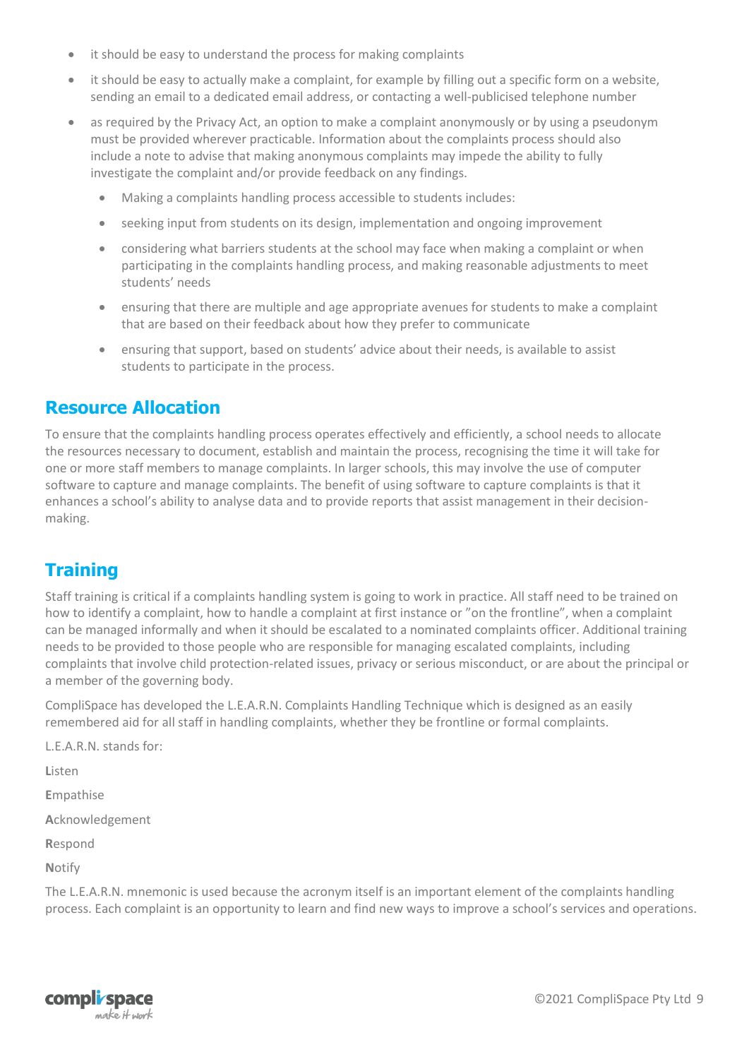- it should be easy to understand the process for making complaints
- it should be easy to actually make a complaint, for example by filling out a specific form on a website, sending an email to a dedicated email address, or contacting a well-publicised telephone number
- as required by the Privacy Act, an option to make a complaint anonymously or by using a pseudonym must be provided wherever practicable. Information about the complaints process should also include a note to advise that making anonymous complaints may impede the ability to fully investigate the complaint and/or provide feedback on any findings.
    - Making a complaints handling process accessible to students includes:
    - seeking input from students on its design, implementation and ongoing improvement
    - considering what barriers students at the school may face when making a complaint or when participating in the complaints handling process, and making reasonable adjustments to meet students' needs
    - ensuring that there are multiple and age appropriate avenues for students to make a complaint that are based on their feedback about how they prefer to communicate
    - ensuring that support, based on students' advice about their needs, is available to assist students to participate in the process.

## Resource Allocation

To ensure that the complaints handling process operates effectively and efficiently, a school needs to allocate the resources necessary to document, establish and maintain the process, recognising the time it will take for one or more staff members to manage complaints. In larger schools, this may involve the use of computer software to capture and manage complaints. The benefit of using software to capture complaints is that it enhances a school's ability to analyse data and to provide reports that assist management in their decision-making.

## Training

Staff training is critical if a complaints handling system is going to work in practice. All staff need to be trained on how to identify a complaint, how to handle a complaint at first instance or "on the frontline", when a complaint can be managed informally and when it should be escalated to a nominated complaints officer. Additional training needs to be provided to those people who are responsible for managing escalated complaints, including complaints that involve child protection-related issues, privacy or serious misconduct, or are about the principal or a member of the governing body.

CompliSpace has developed the L.E.A.R.N. Complaints Handling Technique which is designed as an easily remembered aid for all staff in handling complaints, whether they be frontline or formal complaints.

L.E.A.R.N. stands for:

**L**isten

**E**mpathise

**A**cknowledgement

**R**espond

**N**otify

The L.E.A.R.N. mnemonic is used because the acronym itself is an important element of the complaints handling process. Each complaint is an opportunity to learn and find new ways to improve a school's services and operations.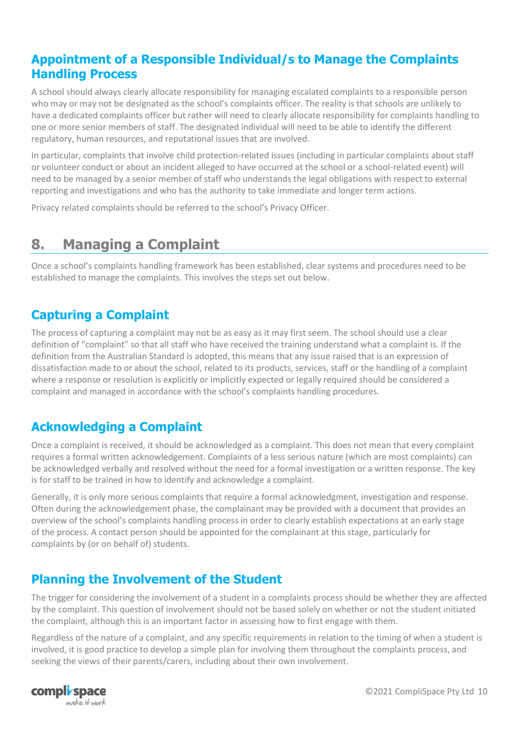## Appointment of a Responsible Individual/s to Manage the Complaints Handling Process

A school should always clearly allocate responsibility for managing escalated complaints to a responsible person who may or may not be designated as the school's complaints officer. The reality is that schools are unlikely to have a dedicated complaints officer but rather will need to clearly allocate responsibility for complaints handling to one or more senior members of staff. The designated individual will need to be able to identify the different regulatory, human resources, and reputational issues that are involved.

In particular, complaints that involve child protection-related issues (including in particular complaints about staff or volunteer conduct or about an incident alleged to have occurred at the school or a school-related event) will need to be managed by a senior member of staff who understands the legal obligations with respect to external reporting and investigations and who has the authority to take immediate and longer term actions.

Privacy related complaints should be referred to the school's Privacy Officer.

# 8. Managing a Complaint

Once a school's complaints handling framework has been established, clear systems and procedures need to be established to manage the complaints. This involves the steps set out below.

## Capturing a Complaint

The process of capturing a complaint may not be as easy as it may first seem. The school should use a clear definition of "complaint" so that all staff who have received the training understand what a complaint is. If the definition from the Australian Standard is adopted, this means that any issue raised that is an expression of dissatisfaction made to or about the school, related to its products, services, staff or the handling of a complaint where a response or resolution is explicitly or implicitly expected or legally required should be considered a complaint and managed in accordance with the school's complaints handling procedures.

## Acknowledging a Complaint

Once a complaint is received, it should be acknowledged as a complaint. This does not mean that every complaint requires a formal written acknowledgement. Complaints of a less serious nature (which are most complaints) can be acknowledged verbally and resolved without the need for a formal investigation or a written response. The key is for staff to be trained in how to identify and acknowledge a complaint.

Generally, it is only more serious complaints that require a formal acknowledgment, investigation and response. Often during the acknowledgement phase, the complainant may be provided with a document that provides an overview of the school's complaints handling process in order to clearly establish expectations at an early stage of the process. A contact person should be appointed for the complainant at this stage, particularly for complaints by (or on behalf of) students.

## Planning the Involvement of the Student

The trigger for considering the involvement of a student in a complaints process should be whether they are affected by the complaint. This question of involvement should not be based solely on whether or not the student initiated the complaint, although this is an important factor in assessing how to first engage with them.

Regardless of the nature of a complaint, and any specific requirements in relation to the timing of when a student is involved, it is good practice to develop a simple plan for involving them throughout the complaints process, and seeking the views of their parents/carers, including about their own involvement.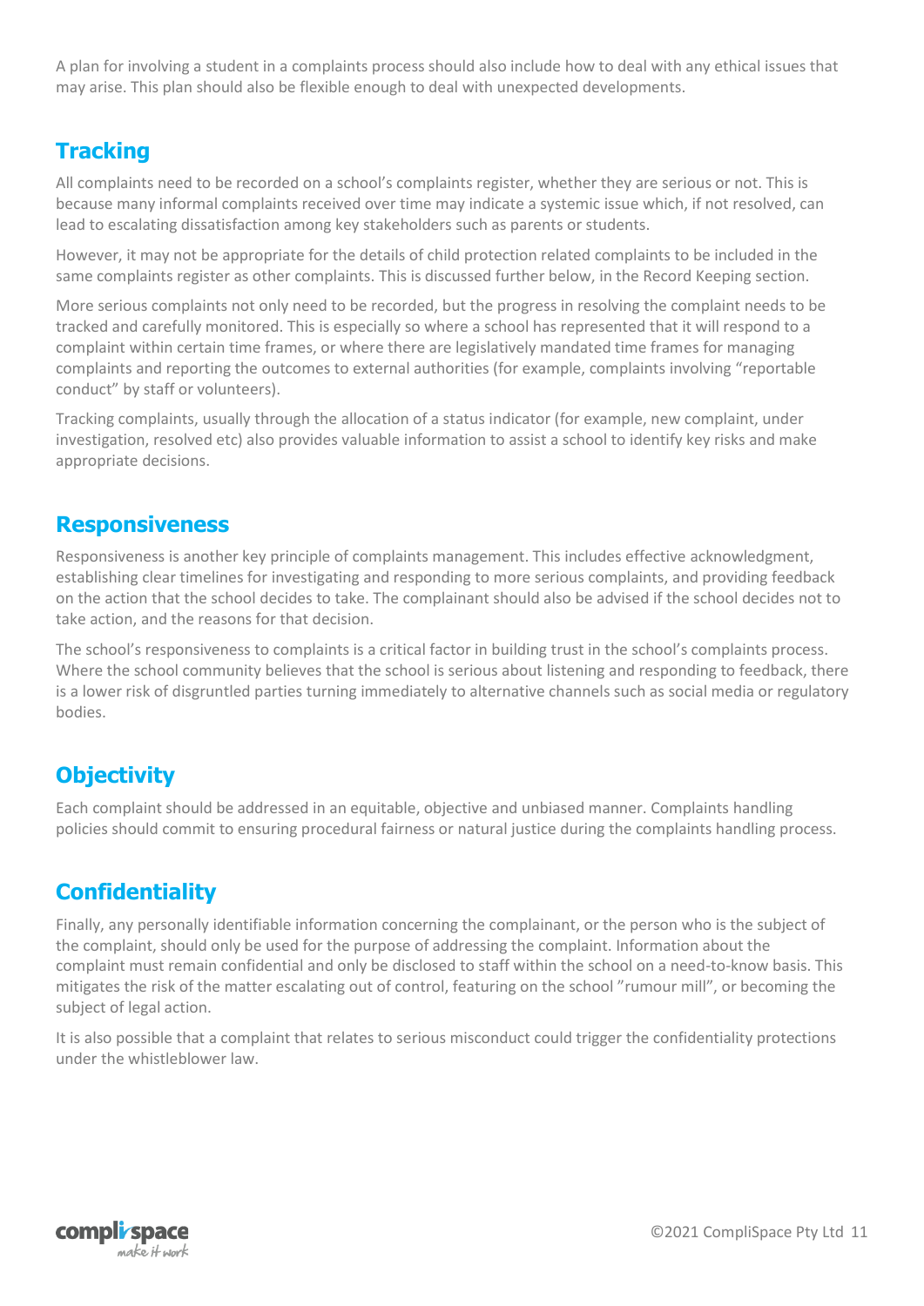A plan for involving a student in a complaints process should also include how to deal with any ethical issues that may arise. This plan should also be flexible enough to deal with unexpected developments.

## Tracking

All complaints need to be recorded on a school's complaints register, whether they are serious or not. This is because many informal complaints received over time may indicate a systemic issue which, if not resolved, can lead to escalating dissatisfaction among key stakeholders such as parents or students.

However, it may not be appropriate for the details of child protection related complaints to be included in the same complaints register as other complaints. This is discussed further below, in the Record Keeping section.

More serious complaints not only need to be recorded, but the progress in resolving the complaint needs to be tracked and carefully monitored. This is especially so where a school has represented that it will respond to a complaint within certain time frames, or where there are legislatively mandated time frames for managing complaints and reporting the outcomes to external authorities (for example, complaints involving "reportable conduct" by staff or volunteers).

Tracking complaints, usually through the allocation of a status indicator (for example, new complaint, under investigation, resolved etc) also provides valuable information to assist a school to identify key risks and make appropriate decisions.

## Responsiveness

Responsiveness is another key principle of complaints management. This includes effective acknowledgment, establishing clear timelines for investigating and responding to more serious complaints, and providing feedback on the action that the school decides to take. The complainant should also be advised if the school decides not to take action, and the reasons for that decision.

The school's responsiveness to complaints is a critical factor in building trust in the school's complaints process. Where the school community believes that the school is serious about listening and responding to feedback, there is a lower risk of disgruntled parties turning immediately to alternative channels such as social media or regulatory bodies.

## Objectivity

Each complaint should be addressed in an equitable, objective and unbiased manner. Complaints handling policies should commit to ensuring procedural fairness or natural justice during the complaints handling process.

## Confidentiality

Finally, any personally identifiable information concerning the complainant, or the person who is the subject of the complaint, should only be used for the purpose of addressing the complaint. Information about the complaint must remain confidential and only be disclosed to staff within the school on a need-to-know basis. This mitigates the risk of the matter escalating out of control, featuring on the school "rumour mill", or becoming the subject of legal action.

It is also possible that a complaint that relates to serious misconduct could trigger the confidentiality protections under the whistleblower law.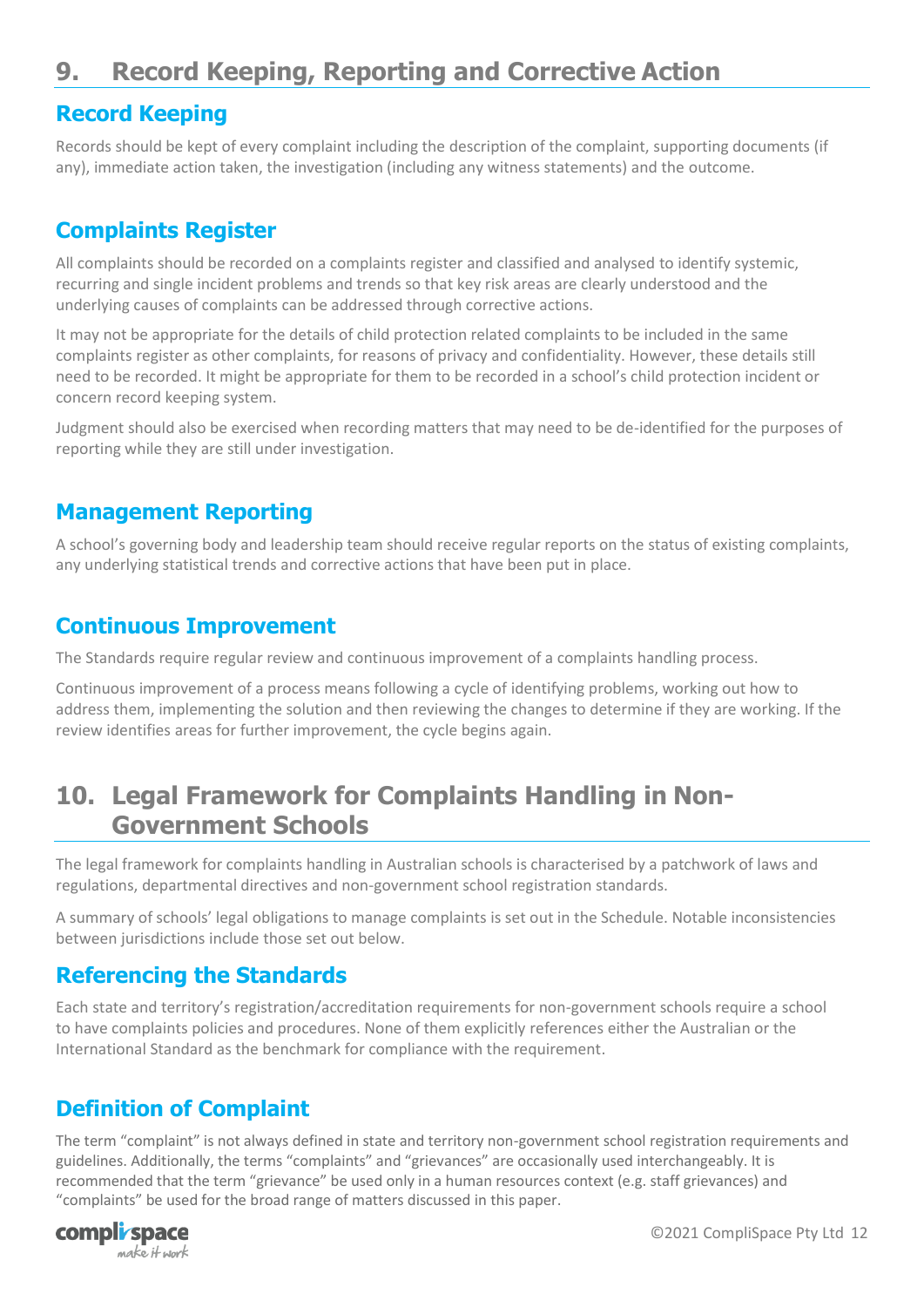# 9. Record Keeping, Reporting and Corrective Action

## Record Keeping

Records should be kept of every complaint including the description of the complaint, supporting documents (if any), immediate action taken, the investigation (including any witness statements) and the outcome.

## Complaints Register

All complaints should be recorded on a complaints register and classified and analysed to identify systemic, recurring and single incident problems and trends so that key risk areas are clearly understood and the underlying causes of complaints can be addressed through corrective actions.

It may not be appropriate for the details of child protection related complaints to be included in the same complaints register as other complaints, for reasons of privacy and confidentiality. However, these details still need to be recorded. It might be appropriate for them to be recorded in a school's child protection incident or concern record keeping system.

Judgment should also be exercised when recording matters that may need to be de-identified for the purposes of reporting while they are still under investigation.

## Management Reporting

A school's governing body and leadership team should receive regular reports on the status of existing complaints, any underlying statistical trends and corrective actions that have been put in place.

## Continuous Improvement

The Standards require regular review and continuous improvement of a complaints handling process.

Continuous improvement of a process means following a cycle of identifying problems, working out how to address them, implementing the solution and then reviewing the changes to determine if they are working. If the review identifies areas for further improvement, the cycle begins again.

# 10. Legal Framework for Complaints Handling in Non-Government Schools

The legal framework for complaints handling in Australian schools is characterised by a patchwork of laws and regulations, departmental directives and non-government school registration standards.

A summary of schools' legal obligations to manage complaints is set out in the Schedule. Notable inconsistencies between jurisdictions include those set out below.

## Referencing the Standards

Each state and territory's registration/accreditation requirements for non-government schools require a school to have complaints policies and procedures. None of them explicitly references either the Australian or the International Standard as the benchmark for compliance with the requirement.

## Definition of Complaint

The term "complaint" is not always defined in state and territory non-government school registration requirements and guidelines. Additionally, the terms "complaints" and "grievances" are occasionally used interchangeably. It is recommended that the term "grievance" be used only in a human resources context (e.g. staff grievances) and "complaints" be used for the broad range of matters discussed in this paper.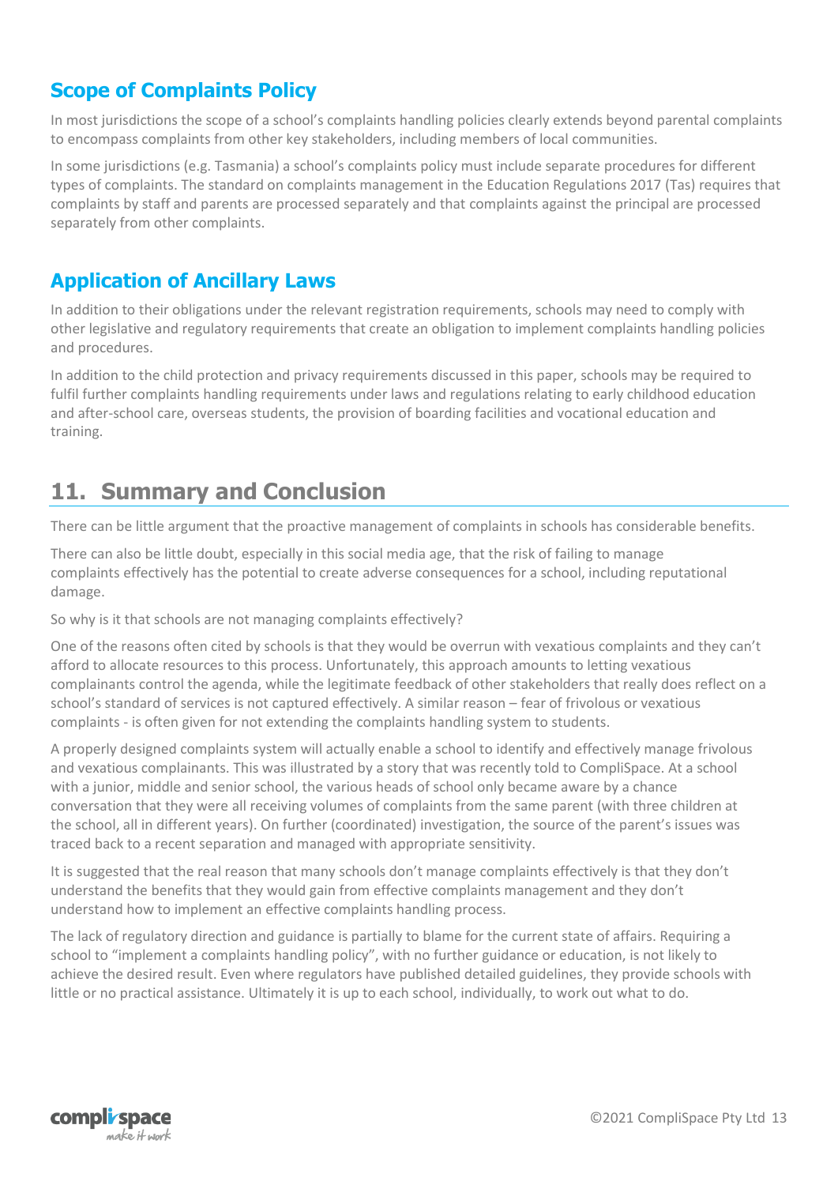## Scope of Complaints Policy

In most jurisdictions the scope of a school's complaints handling policies clearly extends beyond parental complaints to encompass complaints from other key stakeholders, including members of local communities.

In some jurisdictions (e.g. Tasmania) a school's complaints policy must include separate procedures for different types of complaints. The standard on complaints management in the Education Regulations 2017 (Tas) requires that complaints by staff and parents are processed separately and that complaints against the principal are processed separately from other complaints.

## Application of Ancillary Laws

In addition to their obligations under the relevant registration requirements, schools may need to comply with other legislative and regulatory requirements that create an obligation to implement complaints handling policies and procedures.

In addition to the child protection and privacy requirements discussed in this paper, schools may be required to fulfil further complaints handling requirements under laws and regulations relating to early childhood education and after-school care, overseas students, the provision of boarding facilities and vocational education and training.

# 11. Summary and Conclusion

There can be little argument that the proactive management of complaints in schools has considerable benefits.

There can also be little doubt, especially in this social media age, that the risk of failing to manage complaints effectively has the potential to create adverse consequences for a school, including reputational damage.

So why is it that schools are not managing complaints effectively?

One of the reasons often cited by schools is that they would be overrun with vexatious complaints and they can't afford to allocate resources to this process. Unfortunately, this approach amounts to letting vexatious complainants control the agenda, while the legitimate feedback of other stakeholders that really does reflect on a school's standard of services is not captured effectively. A similar reason – fear of frivolous or vexatious complaints - is often given for not extending the complaints handling system to students.

A properly designed complaints system will actually enable a school to identify and effectively manage frivolous and vexatious complainants. This was illustrated by a story that was recently told to CompliSpace. At a school with a junior, middle and senior school, the various heads of school only became aware by a chance conversation that they were all receiving volumes of complaints from the same parent (with three children at the school, all in different years). On further (coordinated) investigation, the source of the parent's issues was traced back to a recent separation and managed with appropriate sensitivity.

It is suggested that the real reason that many schools don't manage complaints effectively is that they don't understand the benefits that they would gain from effective complaints management and they don't understand how to implement an effective complaints handling process.

The lack of regulatory direction and guidance is partially to blame for the current state of affairs. Requiring a school to "implement a complaints handling policy", with no further guidance or education, is not likely to achieve the desired result. Even where regulators have published detailed guidelines, they provide schools with little or no practical assistance. Ultimately it is up to each school, individually, to work out what to do.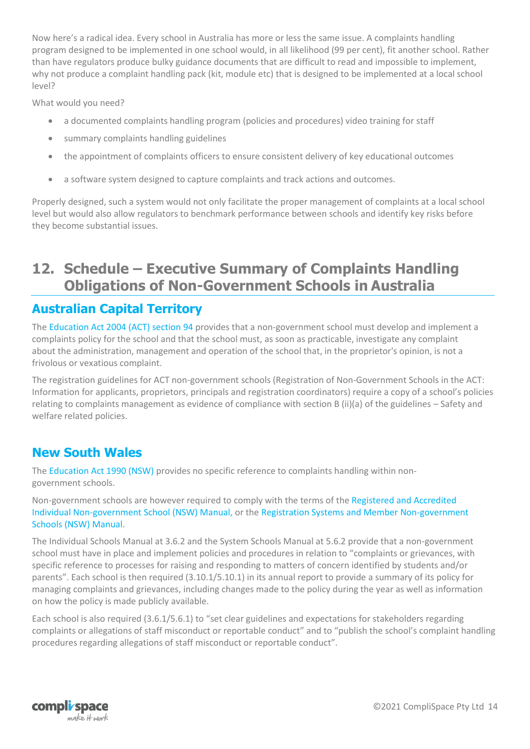Now here's a radical idea. Every school in Australia has more or less the same issue. A complaints handling program designed to be implemented in one school would, in all likelihood (99 per cent), fit another school. Rather than have regulators produce bulky guidance documents that are difficult to read and impossible to implement, why not produce a complaint handling pack (kit, module etc) that is designed to be implemented at a local school level?

What would you need?

- a documented complaints handling program (policies and procedures) video training for staff
- summary complaints handling guidelines
- the appointment of complaints officers to ensure consistent delivery of key educational outcomes
- a software system designed to capture complaints and track actions and outcomes.

Properly designed, such a system would not only facilitate the proper management of complaints at a local school level but would also allow regulators to benchmark performance between schools and identify key risks before they become substantial issues.

# 12. Schedule – Executive Summary of Complaints Handling Obligations of Non-Government Schools in Australia

## Australian Capital Territory

The Education Act 2004 (ACT) section 94 provides that a non-government school must develop and implement a complaints policy for the school and that the school must, as soon as practicable, investigate any complaint about the administration, management and operation of the school that, in the proprietor's opinion, is not a frivolous or vexatious complaint.

The registration guidelines for ACT non-government schools (Registration of Non-Government Schools in the ACT: Information for applicants, proprietors, principals and registration coordinators) require a copy of a school's policies relating to complaints management as evidence of compliance with section B (ii)(a) of the guidelines – Safety and welfare related policies.

## New South Wales

The Education Act 1990 (NSW) provides no specific reference to complaints handling within non-government schools.

Non-government schools are however required to comply with the terms of the Registered and Accredited Individual Non-government School (NSW) Manual, or the Registration Systems and Member Non-government Schools (NSW) Manual.

The Individual Schools Manual at 3.6.2 and the System Schools Manual at 5.6.2 provide that a non-government school must have in place and implement policies and procedures in relation to "complaints or grievances, with specific reference to processes for raising and responding to matters of concern identified by students and/or parents". Each school is then required (3.10.1/5.10.1) in its annual report to provide a summary of its policy for managing complaints and grievances, including changes made to the policy during the year as well as information on how the policy is made publicly available.

Each school is also required (3.6.1/5.6.1) to "set clear guidelines and expectations for stakeholders regarding complaints or allegations of staff misconduct or reportable conduct" and to "publish the school's complaint handling procedures regarding allegations of staff misconduct or reportable conduct".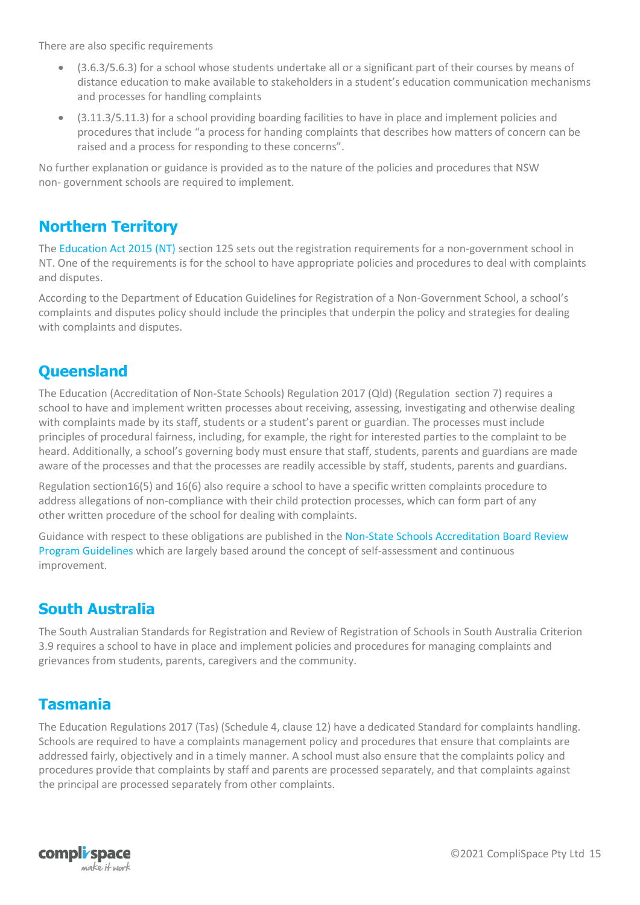There are also specific requirements

- (3.6.3/5.6.3) for a school whose students undertake all or a significant part of their courses by means of distance education to make available to stakeholders in a student's education communication mechanisms and processes for handling complaints
- (3.11.3/5.11.3) for a school providing boarding facilities to have in place and implement policies and procedures that include "a process for handing complaints that describes how matters of concern can be raised and a process for responding to these concerns".

No further explanation or guidance is provided as to the nature of the policies and procedures that NSW non- government schools are required to implement.

## Northern Territory

The Education Act 2015 (NT) section 125 sets out the registration requirements for a non-government school in NT. One of the requirements is for the school to have appropriate policies and procedures to deal with complaints and disputes.

According to the Department of Education Guidelines for Registration of a Non-Government School, a school's complaints and disputes policy should include the principles that underpin the policy and strategies for dealing with complaints and disputes.

## Queensland

The Education (Accreditation of Non-State Schools) Regulation 2017 (Qld) (Regulation section 7) requires a school to have and implement written processes about receiving, assessing, investigating and otherwise dealing with complaints made by its staff, students or a student's parent or guardian. The processes must include principles of procedural fairness, including, for example, the right for interested parties to the complaint to be heard. Additionally, a school's governing body must ensure that staff, students, parents and guardians are made aware of the processes and that the processes are readily accessible by staff, students, parents and guardians.

Regulation section16(5) and 16(6) also require a school to have a specific written complaints procedure to address allegations of non-compliance with their child protection processes, which can form part of any other written procedure of the school for dealing with complaints.

Guidance with respect to these obligations are published in the Non-State Schools Accreditation Board Review Program Guidelines which are largely based around the concept of self-assessment and continuous improvement.

## South Australia

The South Australian Standards for Registration and Review of Registration of Schools in South Australia Criterion 3.9 requires a school to have in place and implement policies and procedures for managing complaints and grievances from students, parents, caregivers and the community.

## Tasmania

The Education Regulations 2017 (Tas) (Schedule 4, clause 12) have a dedicated Standard for complaints handling. Schools are required to have a complaints management policy and procedures that ensure that complaints are addressed fairly, objectively and in a timely manner. A school must also ensure that the complaints policy and procedures provide that complaints by staff and parents are processed separately, and that complaints against the principal are processed separately from other complaints.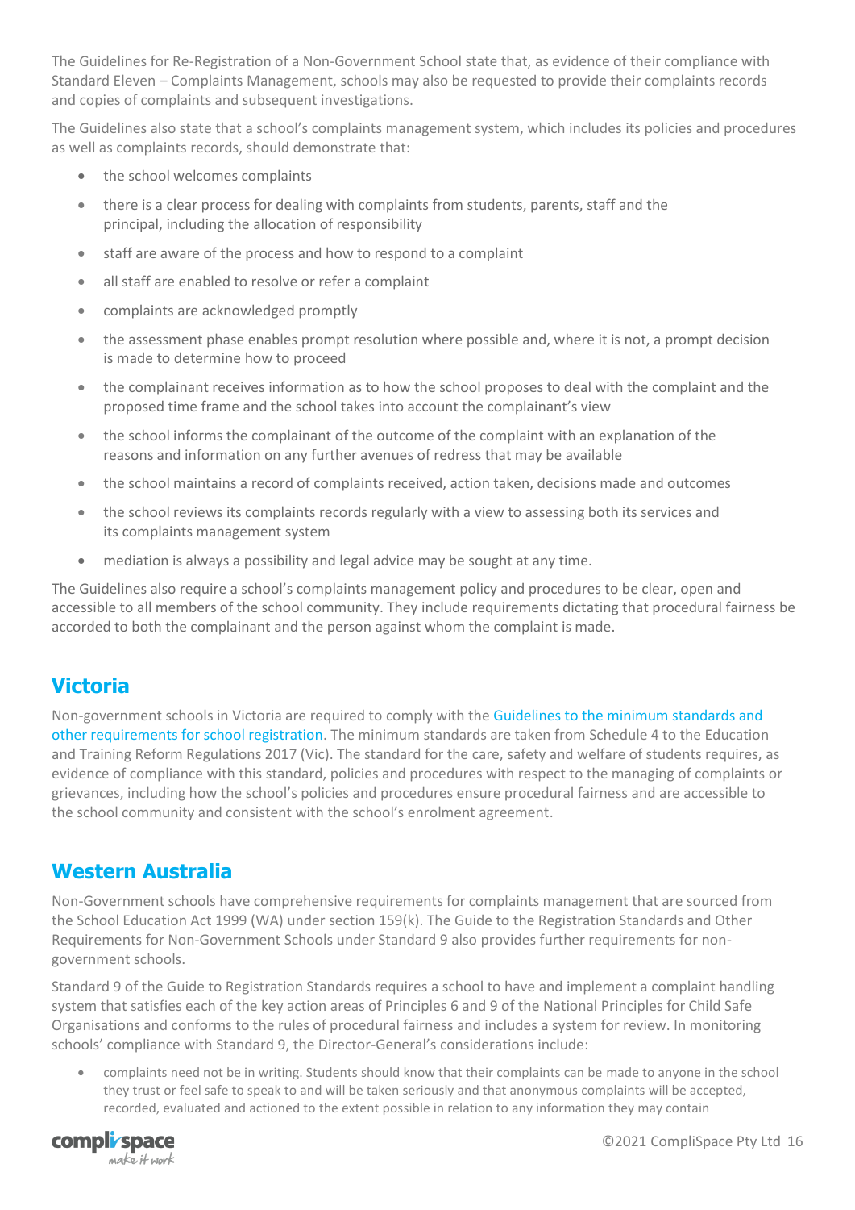The Guidelines for Re-Registration of a Non-Government School state that, as evidence of their compliance with Standard Eleven – Complaints Management, schools may also be requested to provide their complaints records and copies of complaints and subsequent investigations.

The Guidelines also state that a school's complaints management system, which includes its policies and procedures as well as complaints records, should demonstrate that:

- the school welcomes complaints
- there is a clear process for dealing with complaints from students, parents, staff and the principal, including the allocation of responsibility
- staff are aware of the process and how to respond to a complaint
- all staff are enabled to resolve or refer a complaint
- complaints are acknowledged promptly
- the assessment phase enables prompt resolution where possible and, where it is not, a prompt decision is made to determine how to proceed
- the complainant receives information as to how the school proposes to deal with the complaint and the proposed time frame and the school takes into account the complainant's view
- the school informs the complainant of the outcome of the complaint with an explanation of the reasons and information on any further avenues of redress that may be available
- the school maintains a record of complaints received, action taken, decisions made and outcomes
- the school reviews its complaints records regularly with a view to assessing both its services and its complaints management system
- mediation is always a possibility and legal advice may be sought at any time.

The Guidelines also require a school's complaints management policy and procedures to be clear, open and accessible to all members of the school community. They include requirements dictating that procedural fairness be accorded to both the complainant and the person against whom the complaint is made.

## Victoria

Non-government schools in Victoria are required to comply with the Guidelines to the minimum standards and other requirements for school registration. The minimum standards are taken from Schedule 4 to the Education and Training Reform Regulations 2017 (Vic). The standard for the care, safety and welfare of students requires, as evidence of compliance with this standard, policies and procedures with respect to the managing of complaints or grievances, including how the school's policies and procedures ensure procedural fairness and are accessible to the school community and consistent with the school's enrolment agreement.

## Western Australia

Non-Government schools have comprehensive requirements for complaints management that are sourced from the School Education Act 1999 (WA) under section 159(k). The Guide to the Registration Standards and Other Requirements for Non-Government Schools under Standard 9 also provides further requirements for non-government schools.

Standard 9 of the Guide to Registration Standards requires a school to have and implement a complaint handling system that satisfies each of the key action areas of Principles 6 and 9 of the National Principles for Child Safe Organisations and conforms to the rules of procedural fairness and includes a system for review. In monitoring schools' compliance with Standard 9, the Director-General's considerations include:

- complaints need not be in writing. Students should know that their complaints can be made to anyone in the school they trust or feel safe to speak to and will be taken seriously and that anonymous complaints will be accepted, recorded, evaluated and actioned to the extent possible in relation to any information they may contain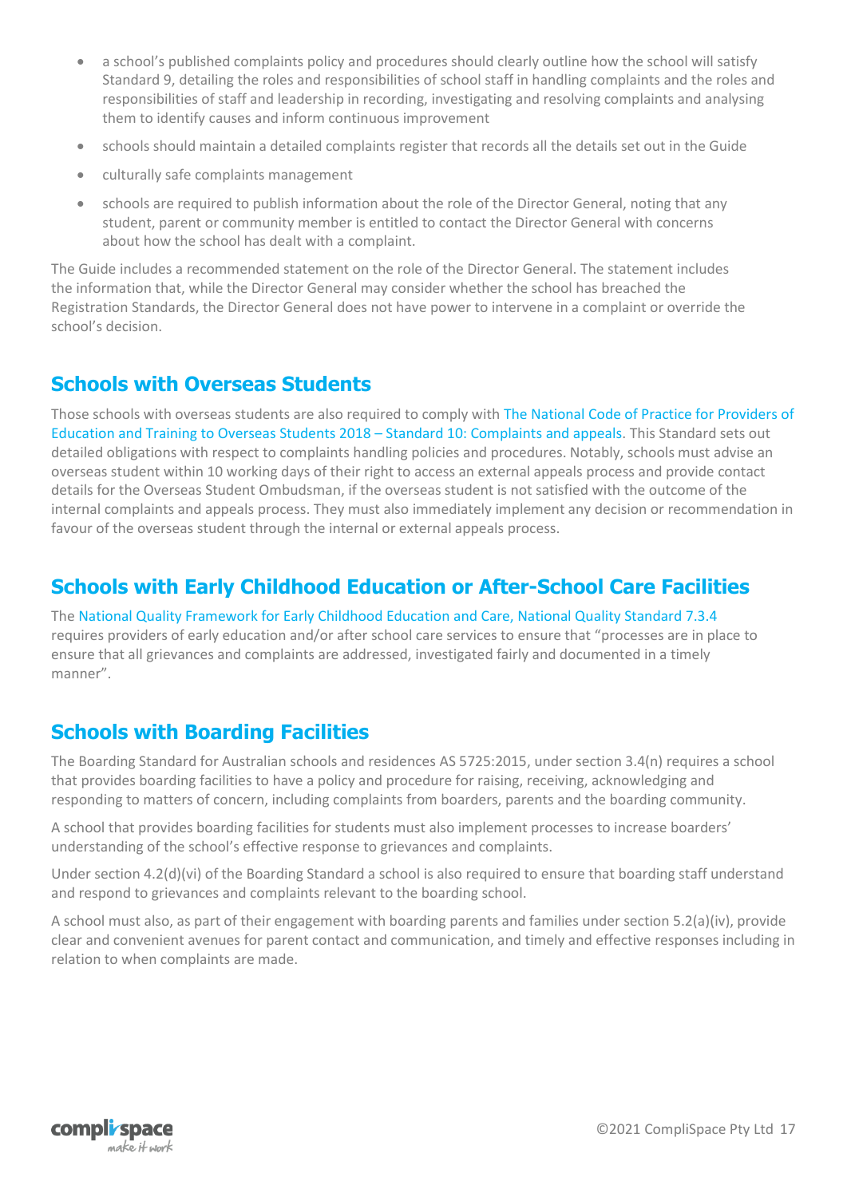- a school's published complaints policy and procedures should clearly outline how the school will satisfy Standard 9, detailing the roles and responsibilities of school staff in handling complaints and the roles and responsibilities of staff and leadership in recording, investigating and resolving complaints and analysing them to identify causes and inform continuous improvement
- schools should maintain a detailed complaints register that records all the details set out in the Guide
- culturally safe complaints management
- schools are required to publish information about the role of the Director General, noting that any student, parent or community member is entitled to contact the Director General with concerns about how the school has dealt with a complaint.

The Guide includes a recommended statement on the role of the Director General. The statement includes the information that, while the Director General may consider whether the school has breached the Registration Standards, the Director General does not have power to intervene in a complaint or override the school's decision.

## Schools with Overseas Students

Those schools with overseas students are also required to comply with The National Code of Practice for Providers of Education and Training to Overseas Students 2018 – Standard 10: Complaints and appeals. This Standard sets out detailed obligations with respect to complaints handling policies and procedures. Notably, schools must advise an overseas student within 10 working days of their right to access an external appeals process and provide contact details for the Overseas Student Ombudsman, if the overseas student is not satisfied with the outcome of the internal complaints and appeals process. They must also immediately implement any decision or recommendation in favour of the overseas student through the internal or external appeals process.

## Schools with Early Childhood Education or After-School Care Facilities

The National Quality Framework for Early Childhood Education and Care, National Quality Standard 7.3.4 requires providers of early education and/or after school care services to ensure that "processes are in place to ensure that all grievances and complaints are addressed, investigated fairly and documented in a timely manner".

## Schools with Boarding Facilities

The Boarding Standard for Australian schools and residences AS 5725:2015, under section 3.4(n) requires a school that provides boarding facilities to have a policy and procedure for raising, receiving, acknowledging and responding to matters of concern, including complaints from boarders, parents and the boarding community.

A school that provides boarding facilities for students must also implement processes to increase boarders' understanding of the school's effective response to grievances and complaints.

Under section 4.2(d)(vi) of the Boarding Standard a school is also required to ensure that boarding staff understand and respond to grievances and complaints relevant to the boarding school.

A school must also, as part of their engagement with boarding parents and families under section 5.2(a)(iv), provide clear and convenient avenues for parent contact and communication, and timely and effective responses including in relation to when complaints are made.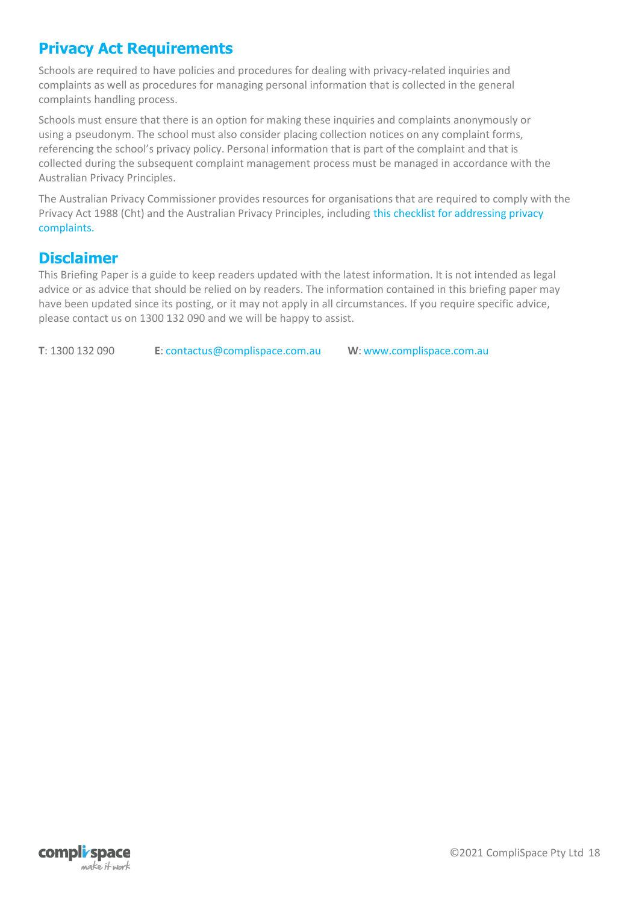## Privacy Act Requirements

Schools are required to have policies and procedures for dealing with privacy-related inquiries and complaints as well as procedures for managing personal information that is collected in the general complaints handling process.

Schools must ensure that there is an option for making these inquiries and complaints anonymously or using a pseudonym. The school must also consider placing collection notices on any complaint forms, referencing the school's privacy policy. Personal information that is part of the complaint and that is collected during the subsequent complaint management process must be managed in accordance with the Australian Privacy Principles.

The Australian Privacy Commissioner provides resources for organisations that are required to comply with the Privacy Act 1988 (Cht) and the Australian Privacy Principles, including this checklist for addressing privacy complaints.

## Disclaimer

This Briefing Paper is a guide to keep readers updated with the latest information. It is not intended as legal advice or as advice that should be relied on by readers. The information contained in this briefing paper may have been updated since its posting, or it may not apply in all circumstances. If you require specific advice, please contact us on 1300 132 090 and we will be happy to assist.

**T**: 1300 132 090 **E**: contactus@complispace.com.au **W**: www.complispace.com.au

©2021 CompliSpace Pty Ltd